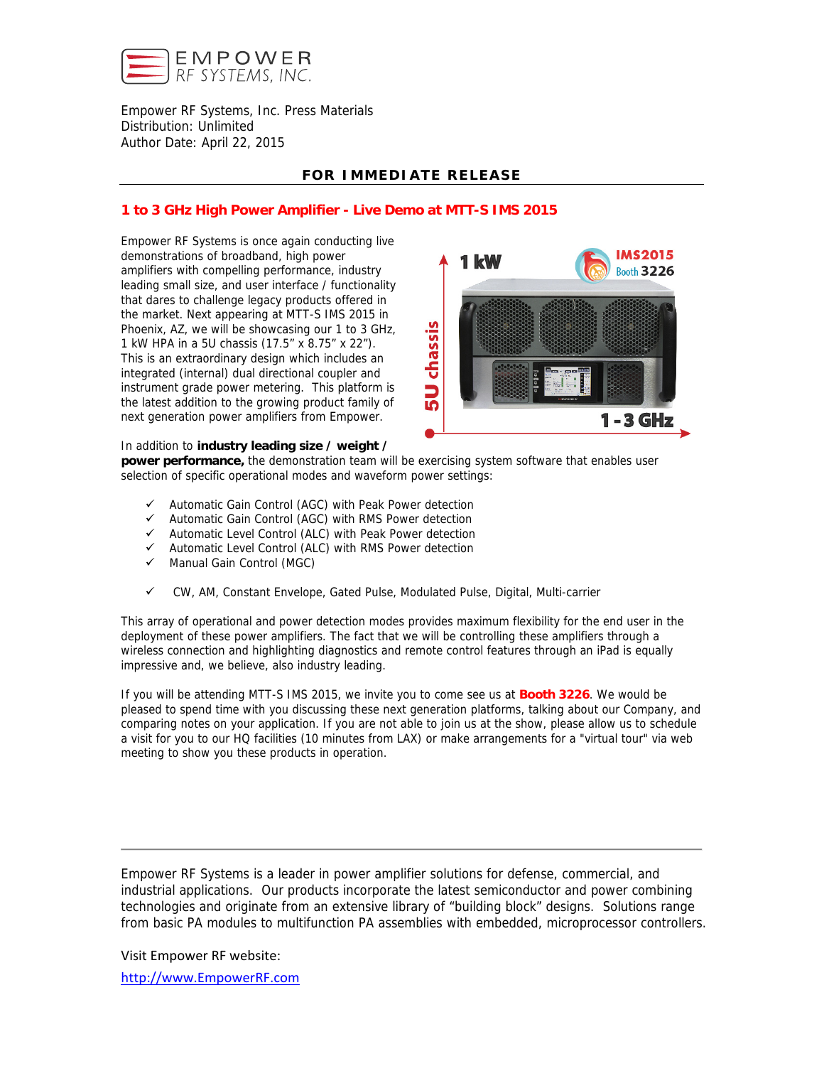EMPOWER
RF SYSTEMS, INC.

Empower RF Systems, Inc. Press Materials
Distribution: Unlimited
Author Date: April 22, 2015

**FOR IMMEDIATE RELEASE**

## 1 to 3 GHz High Power Amplifier - Live Demo at MTT-S IMS 2015

Empower RF Systems is once again conducting live demonstrations of broadband, high power amplifiers with compelling performance, industry leading small size, and user interface / functionality that dares to challenge legacy products offered in the market. Next appearing at MTT-S IMS 2015 in Phoenix, AZ, we will be showcasing our 1 to 3 GHz, 1 kW HPA in a 5U chassis (17.5" x 8.75" x 22"). This is an extraordinary design which includes an integrated (internal) dual directional coupler and instrument grade power metering. This platform is the latest addition to the growing product family of next generation power amplifiers from Empower.

In addition to **industry leading size / weight / power performance,** the demonstration team will be exercising system software that enables user selection of specific operational modes and waveform power settings:

- ✓ Automatic Gain Control (AGC) with Peak Power detection
- ✓ Automatic Gain Control (AGC) with RMS Power detection
- ✓ Automatic Level Control (ALC) with Peak Power detection
- ✓ Automatic Level Control (ALC) with RMS Power detection
- ✓ Manual Gain Control (MGC)

- ✓ CW, AM, Constant Envelope, Gated Pulse, Modulated Pulse, Digital, Multi-carrier

This array of operational and power detection modes provides maximum flexibility for the end user in the deployment of these power amplifiers. The fact that we will be controlling these amplifiers through a wireless connection and highlighting diagnostics and remote control features through an iPad is equally impressive and, we believe, also industry leading.

If you will be attending MTT-S IMS 2015, we invite you to come see us at **Booth 3226**. We would be pleased to spend time with you discussing these next generation platforms, talking about our Company, and comparing notes on your application. If you are not able to join us at the show, please allow us to schedule a visit for you to our HQ facilities (10 minutes from LAX) or make arrangements for a "virtual tour" via web meeting to show you these products in operation.

---

Empower RF Systems is a leader in power amplifier solutions for defense, commercial, and industrial applications. Our products incorporate the latest semiconductor and power combining technologies and originate from an extensive library of "building block" designs. Solutions range from basic PA modules to multifunction PA assemblies with embedded, microprocessor controllers.

Visit Empower RF website:

http://www.EmpowerRF.com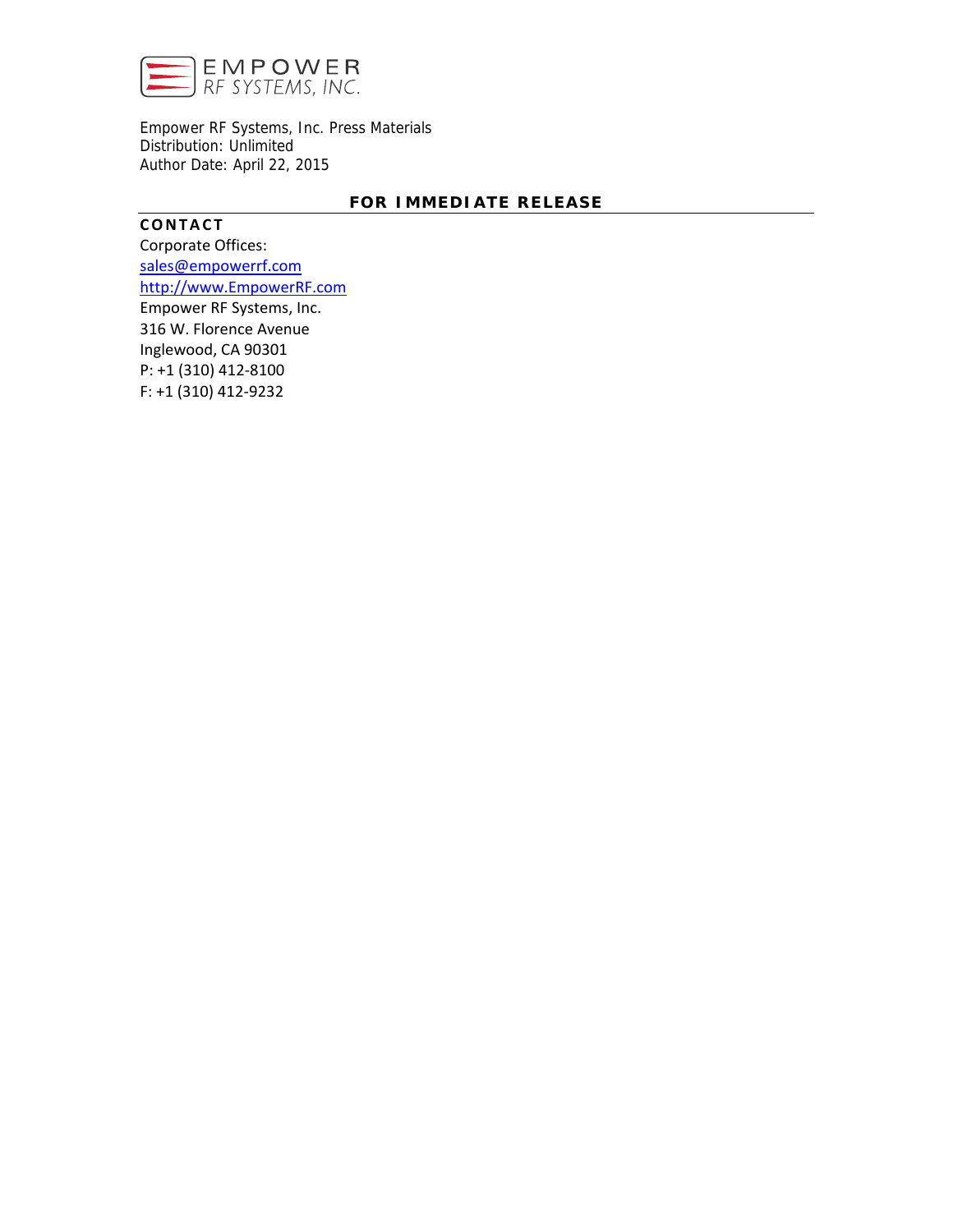EMPOWER
RF SYSTEMS, INC.

Empower RF Systems, Inc. Press Materials
Distribution: Unlimited
Author Date: April 22, 2015

**FOR IMMEDIATE RELEASE**

---

**CONTACT**

Corporate Offices:
[sales@empowerrf.com](mailto:sales@empowerrf.com)
[http://www.EmpowerRF.com](http://www.EmpowerRF.com)
Empower RF Systems, Inc.
316 W. Florence Avenue
Inglewood, CA 90301
P: +1 (310) 412-8100
F: +1 (310) 412-9232